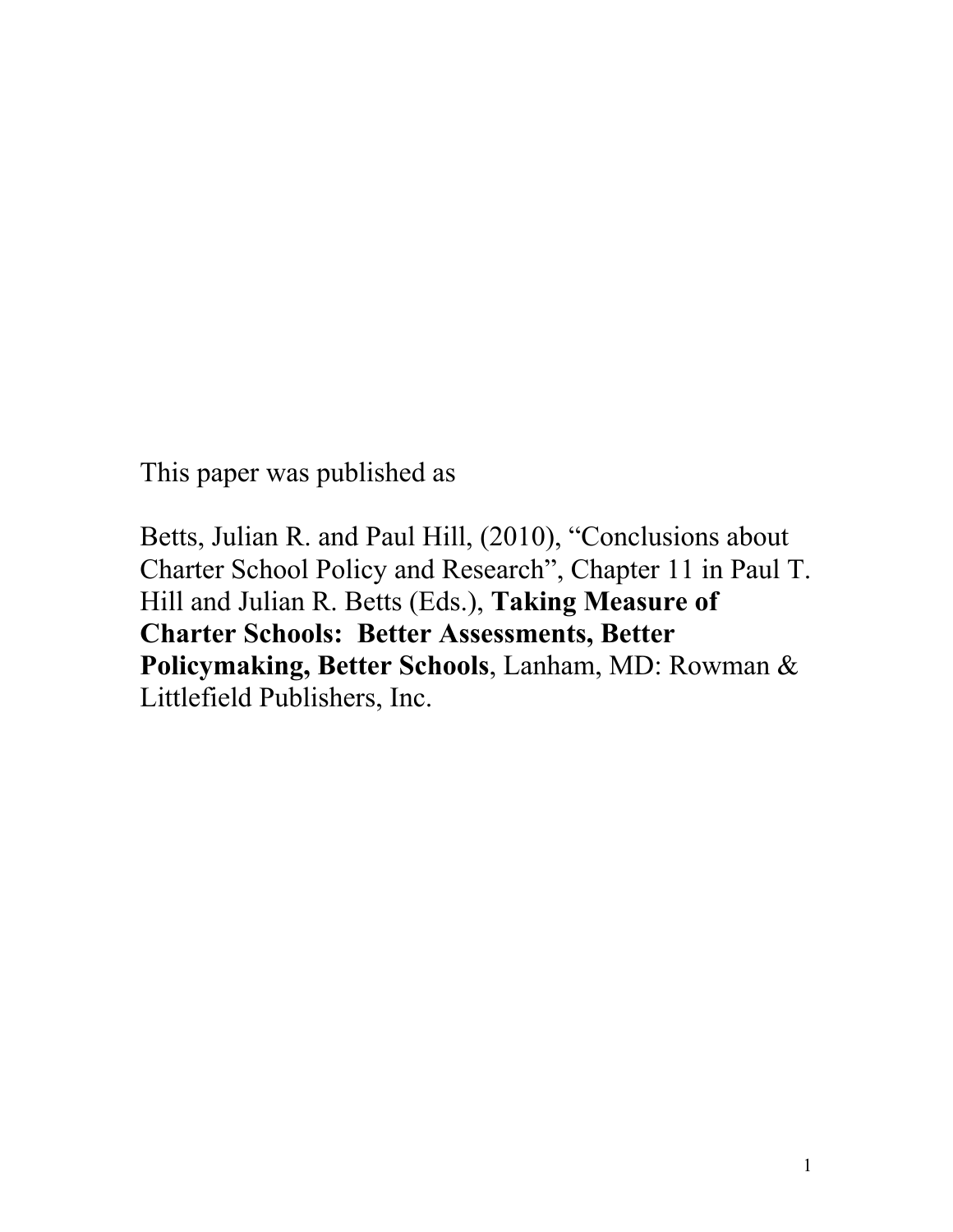This paper was published as

Betts, Julian R. and Paul Hill, (2010), "Conclusions about Charter School Policy and Research", Chapter 11 in Paul T. Hill and Julian R. Betts (Eds.), **Taking Measure of Charter Schools: Better Assessments, Better Policymaking, Better Schools**, Lanham, MD: Rowman & Littlefield Publishers, Inc.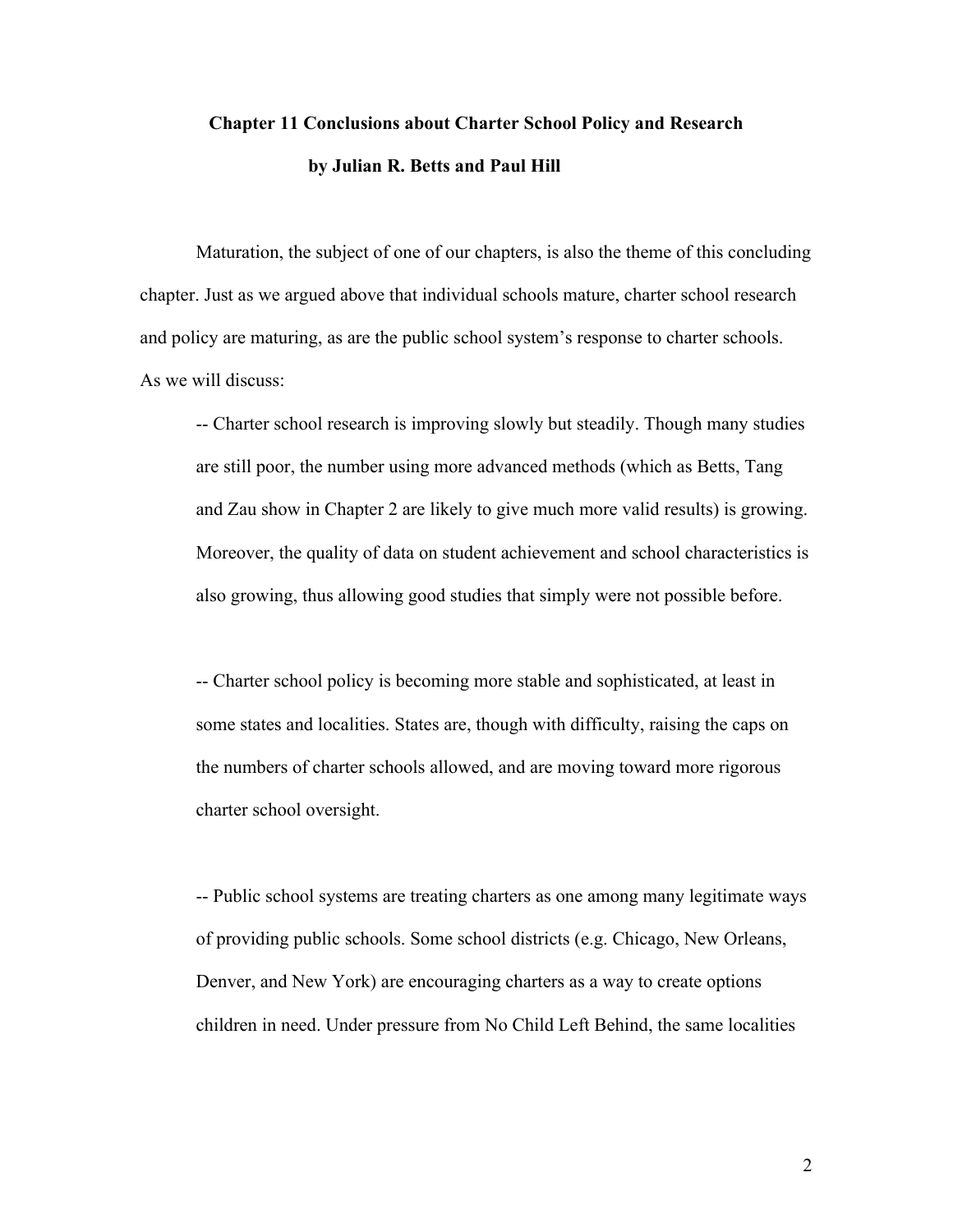# Chapter 11 Conclusions about Charter School Policy and Research

**by Julian R. Betts and Paul Hill**

Maturation, the subject of one of our chapters, is also the theme of this concluding chapter. Just as we argued above that individual schools mature, charter school research and policy are maturing, as are the public school system's response to charter schools. As we will discuss:

-- Charter school research is improving slowly but steadily. Though many studies are still poor, the number using more advanced methods (which as Betts, Tang and Zau show in Chapter 2 are likely to give much more valid results) is growing. Moreover, the quality of data on student achievement and school characteristics is also growing, thus allowing good studies that simply were not possible before.

-- Charter school policy is becoming more stable and sophisticated, at least in some states and localities. States are, though with difficulty, raising the caps on the numbers of charter schools allowed, and are moving toward more rigorous charter school oversight.

-- Public school systems are treating charters as one among many legitimate ways of providing public schools. Some school districts (e.g. Chicago, New Orleans, Denver, and New York) are encouraging charters as a way to create options children in need. Under pressure from No Child Left Behind, the same localities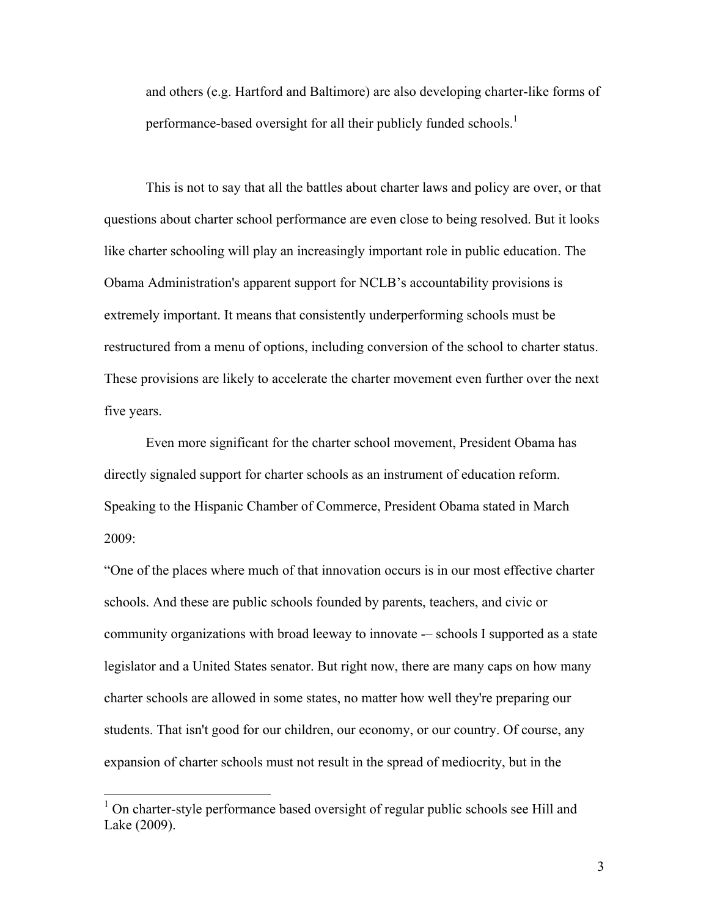and others (e.g. Hartford and Baltimore) are also developing charter-like forms of performance-based oversight for all their publicly funded schools.[1]

This is not to say that all the battles about charter laws and policy are over, or that questions about charter school performance are even close to being resolved. But it looks like charter schooling will play an increasingly important role in public education. The Obama Administration's apparent support for NCLB's accountability provisions is extremely important. It means that consistently underperforming schools must be restructured from a menu of options, including conversion of the school to charter status. These provisions are likely to accelerate the charter movement even further over the next five years.

Even more significant for the charter school movement, President Obama has directly signaled support for charter schools as an instrument of education reform. Speaking to the Hispanic Chamber of Commerce, President Obama stated in March 2009:

"One of the places where much of that innovation occurs is in our most effective charter schools. And these are public schools founded by parents, teachers, and civic or community organizations with broad leeway to innovate -– schools I supported as a state legislator and a United States senator. But right now, there are many caps on how many charter schools are allowed in some states, no matter how well they're preparing our students. That isn't good for our children, our economy, or our country. Of course, any expansion of charter schools must not result in the spread of mediocrity, but in the

---

[1] On charter-style performance based oversight of regular public schools see Hill and Lake (2009).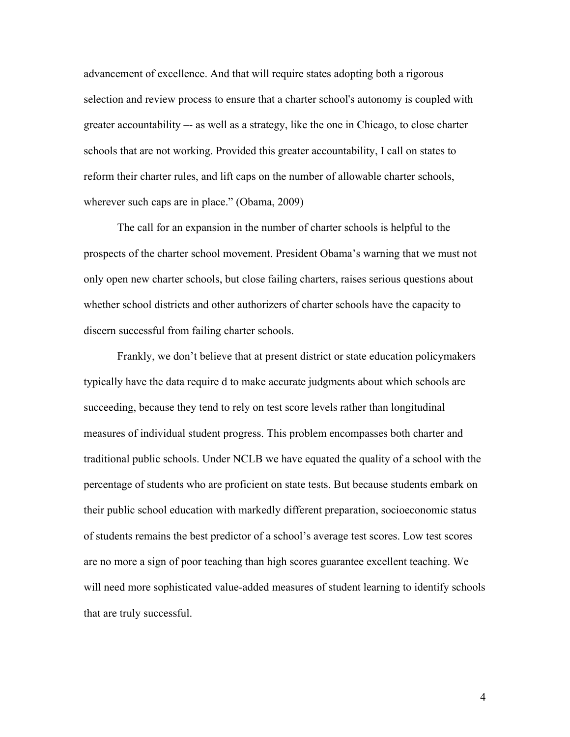advancement of excellence. And that will require states adopting both a rigorous selection and review process to ensure that a charter school's autonomy is coupled with greater accountability –- as well as a strategy, like the one in Chicago, to close charter schools that are not working. Provided this greater accountability, I call on states to reform their charter rules, and lift caps on the number of allowable charter schools, wherever such caps are in place." (Obama, 2009)

The call for an expansion in the number of charter schools is helpful to the prospects of the charter school movement. President Obama's warning that we must not only open new charter schools, but close failing charters, raises serious questions about whether school districts and other authorizers of charter schools have the capacity to discern successful from failing charter schools.

Frankly, we don't believe that at present district or state education policymakers typically have the data require d to make accurate judgments about which schools are succeeding, because they tend to rely on test score levels rather than longitudinal measures of individual student progress. This problem encompasses both charter and traditional public schools. Under NCLB we have equated the quality of a school with the percentage of students who are proficient on state tests. But because students embark on their public school education with markedly different preparation, socioeconomic status of students remains the best predictor of a school's average test scores. Low test scores are no more a sign of poor teaching than high scores guarantee excellent teaching. We will need more sophisticated value-added measures of student learning to identify schools that are truly successful.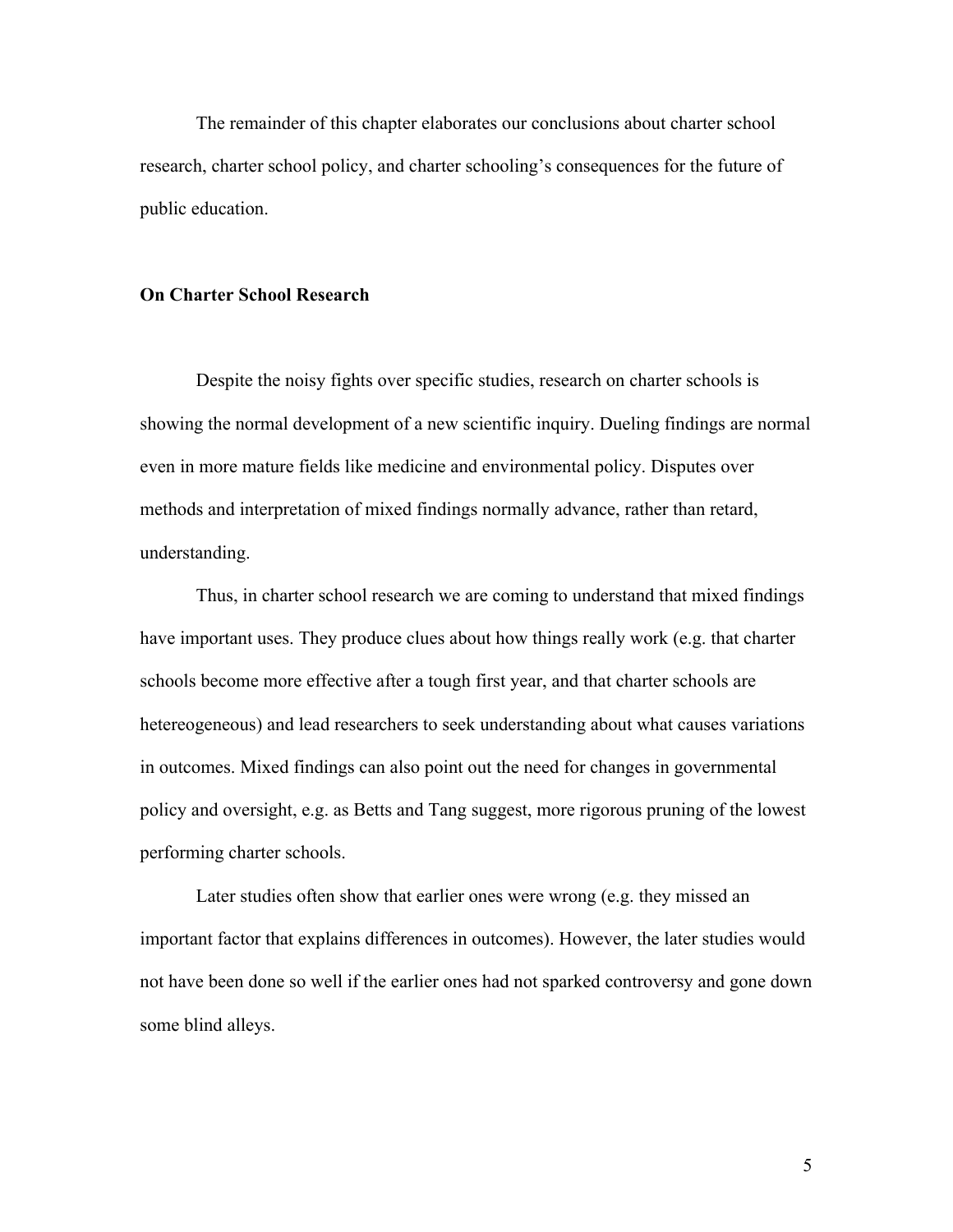The remainder of this chapter elaborates our conclusions about charter school research, charter school policy, and charter schooling's consequences for the future of public education.

**On Charter School Research**

Despite the noisy fights over specific studies, research on charter schools is showing the normal development of a new scientific inquiry. Dueling findings are normal even in more mature fields like medicine and environmental policy. Disputes over methods and interpretation of mixed findings normally advance, rather than retard, understanding.

Thus, in charter school research we are coming to understand that mixed findings have important uses. They produce clues about how things really work (e.g. that charter schools become more effective after a tough first year, and that charter schools are hetereogeneous) and lead researchers to seek understanding about what causes variations in outcomes. Mixed findings can also point out the need for changes in governmental policy and oversight, e.g. as Betts and Tang suggest, more rigorous pruning of the lowest performing charter schools.

Later studies often show that earlier ones were wrong (e.g. they missed an important factor that explains differences in outcomes). However, the later studies would not have been done so well if the earlier ones had not sparked controversy and gone down some blind alleys.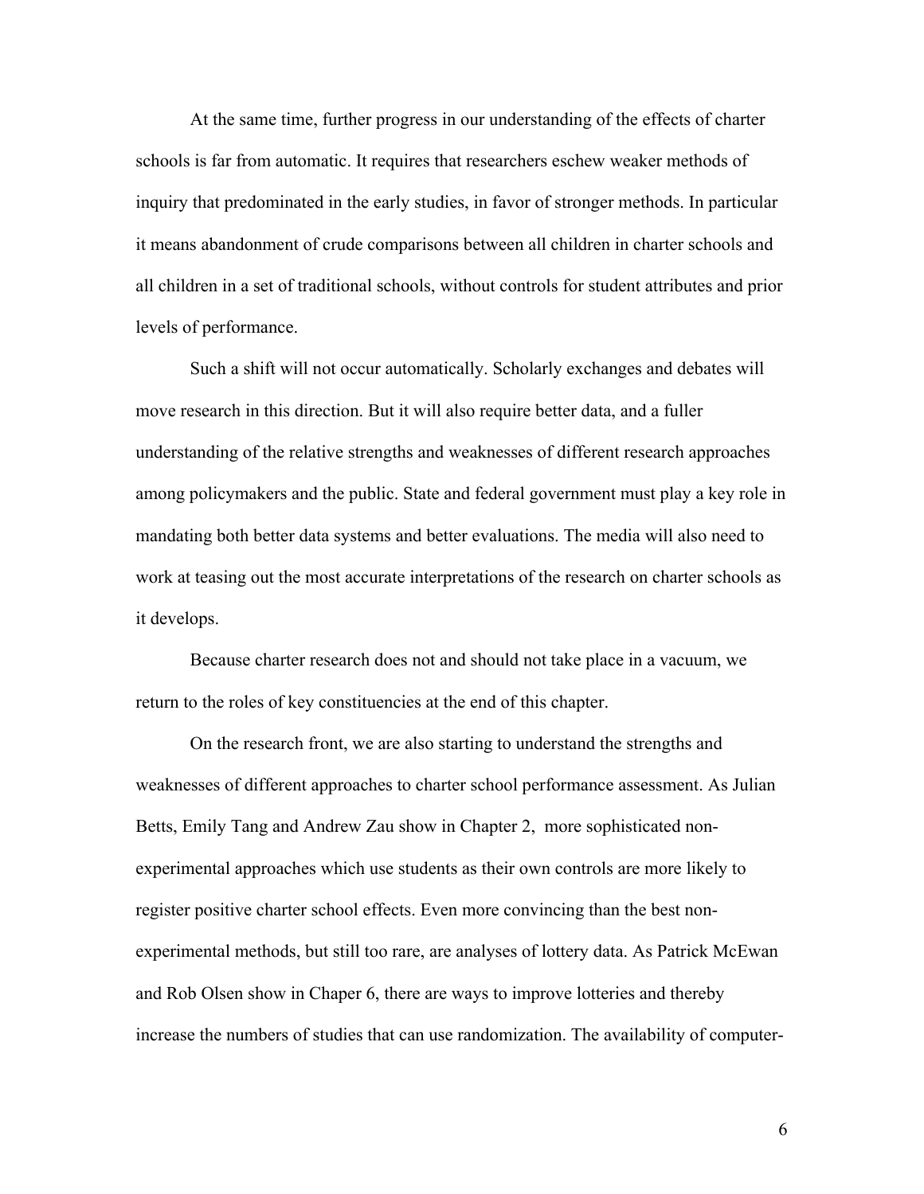At the same time, further progress in our understanding of the effects of charter schools is far from automatic. It requires that researchers eschew weaker methods of inquiry that predominated in the early studies, in favor of stronger methods. In particular it means abandonment of crude comparisons between all children in charter schools and all children in a set of traditional schools, without controls for student attributes and prior levels of performance.

Such a shift will not occur automatically. Scholarly exchanges and debates will move research in this direction. But it will also require better data, and a fuller understanding of the relative strengths and weaknesses of different research approaches among policymakers and the public. State and federal government must play a key role in mandating both better data systems and better evaluations. The media will also need to work at teasing out the most accurate interpretations of the research on charter schools as it develops.

Because charter research does not and should not take place in a vacuum, we return to the roles of key constituencies at the end of this chapter.

On the research front, we are also starting to understand the strengths and weaknesses of different approaches to charter school performance assessment. As Julian Betts, Emily Tang and Andrew Zau show in Chapter 2, more sophisticated non-experimental approaches which use students as their own controls are more likely to register positive charter school effects. Even more convincing than the best non-experimental methods, but still too rare, are analyses of lottery data. As Patrick McEwan and Rob Olsen show in Chaper 6, there are ways to improve lotteries and thereby increase the numbers of studies that can use randomization. The availability of computer-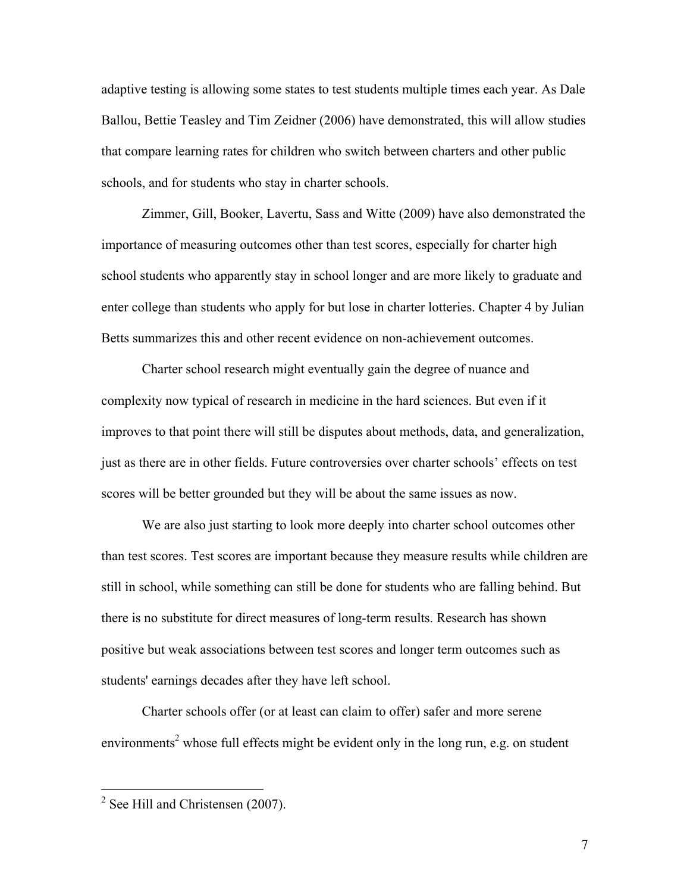adaptive testing is allowing some states to test students multiple times each year. As Dale Ballou, Bettie Teasley and Tim Zeidner (2006) have demonstrated, this will allow studies that compare learning rates for children who switch between charters and other public schools, and for students who stay in charter schools.

Zimmer, Gill, Booker, Lavertu, Sass and Witte (2009) have also demonstrated the importance of measuring outcomes other than test scores, especially for charter high school students who apparently stay in school longer and are more likely to graduate and enter college than students who apply for but lose in charter lotteries. Chapter 4 by Julian Betts summarizes this and other recent evidence on non-achievement outcomes.

Charter school research might eventually gain the degree of nuance and complexity now typical of research in medicine in the hard sciences. But even if it improves to that point there will still be disputes about methods, data, and generalization, just as there are in other fields. Future controversies over charter schools' effects on test scores will be better grounded but they will be about the same issues as now.

We are also just starting to look more deeply into charter school outcomes other than test scores. Test scores are important because they measure results while children are still in school, while something can still be done for students who are falling behind. But there is no substitute for direct measures of long-term results. Research has shown positive but weak associations between test scores and longer term outcomes such as students' earnings decades after they have left school.

Charter schools offer (or at least can claim to offer) safer and more serene environments[2] whose full effects might be evident only in the long run, e.g. on student

[2] See Hill and Christensen (2007).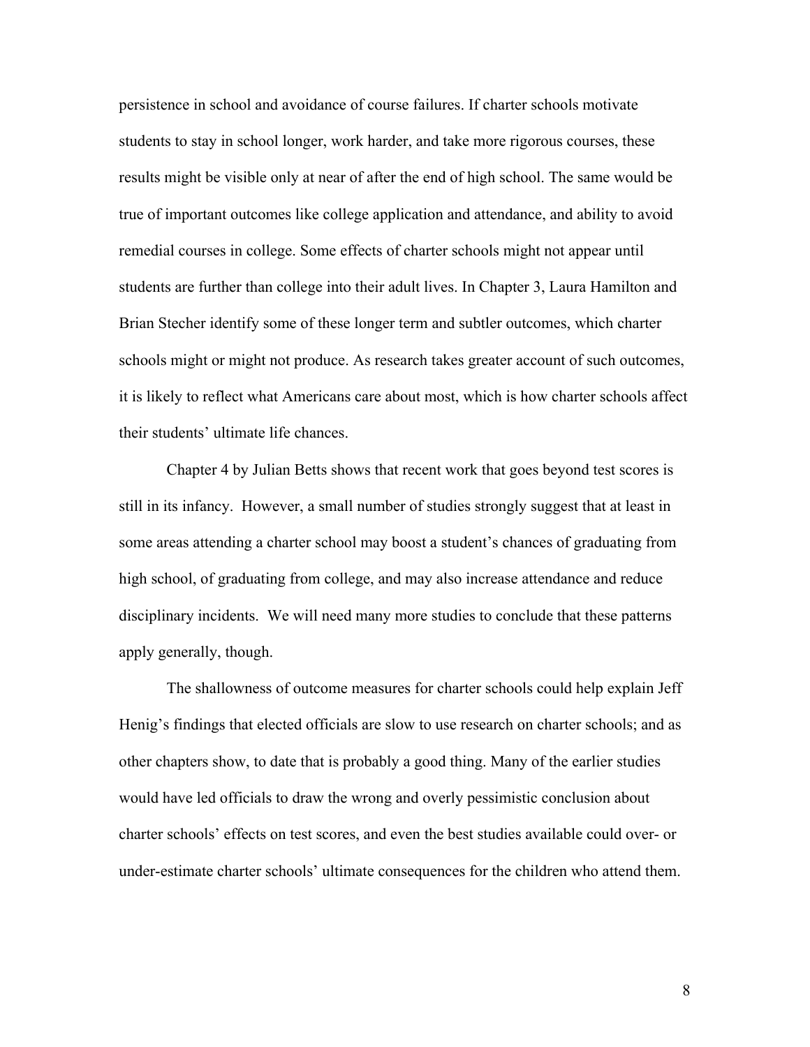persistence in school and avoidance of course failures. If charter schools motivate students to stay in school longer, work harder, and take more rigorous courses, these results might be visible only at near of after the end of high school. The same would be true of important outcomes like college application and attendance, and ability to avoid remedial courses in college. Some effects of charter schools might not appear until students are further than college into their adult lives. In Chapter 3, Laura Hamilton and Brian Stecher identify some of these longer term and subtler outcomes, which charter schools might or might not produce. As research takes greater account of such outcomes, it is likely to reflect what Americans care about most, which is how charter schools affect their students' ultimate life chances.

Chapter 4 by Julian Betts shows that recent work that goes beyond test scores is still in its infancy. However, a small number of studies strongly suggest that at least in some areas attending a charter school may boost a student's chances of graduating from high school, of graduating from college, and may also increase attendance and reduce disciplinary incidents. We will need many more studies to conclude that these patterns apply generally, though.

The shallowness of outcome measures for charter schools could help explain Jeff Henig's findings that elected officials are slow to use research on charter schools; and as other chapters show, to date that is probably a good thing. Many of the earlier studies would have led officials to draw the wrong and overly pessimistic conclusion about charter schools' effects on test scores, and even the best studies available could over- or under-estimate charter schools' ultimate consequences for the children who attend them.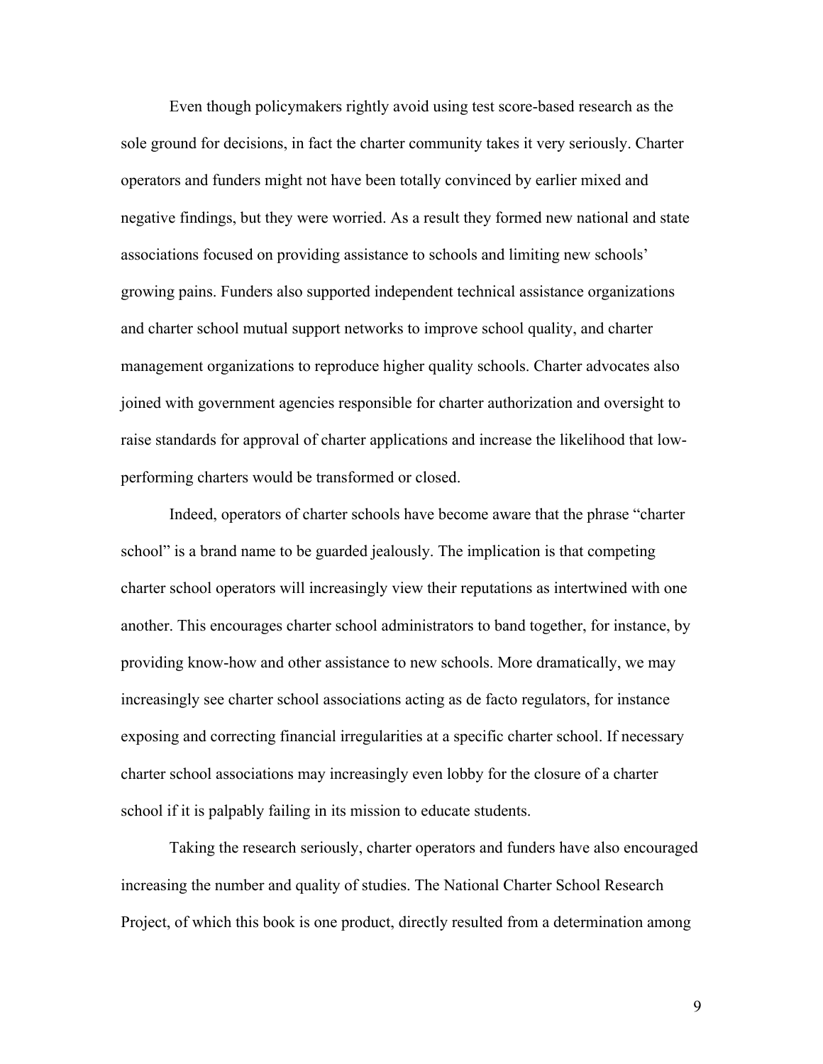Even though policymakers rightly avoid using test score-based research as the sole ground for decisions, in fact the charter community takes it very seriously. Charter operators and funders might not have been totally convinced by earlier mixed and negative findings, but they were worried. As a result they formed new national and state associations focused on providing assistance to schools and limiting new schools' growing pains. Funders also supported independent technical assistance organizations and charter school mutual support networks to improve school quality, and charter management organizations to reproduce higher quality schools. Charter advocates also joined with government agencies responsible for charter authorization and oversight to raise standards for approval of charter applications and increase the likelihood that low-performing charters would be transformed or closed.

Indeed, operators of charter schools have become aware that the phrase "charter school" is a brand name to be guarded jealously. The implication is that competing charter school operators will increasingly view their reputations as intertwined with one another. This encourages charter school administrators to band together, for instance, by providing know-how and other assistance to new schools. More dramatically, we may increasingly see charter school associations acting as de facto regulators, for instance exposing and correcting financial irregularities at a specific charter school. If necessary charter school associations may increasingly even lobby for the closure of a charter school if it is palpably failing in its mission to educate students.

Taking the research seriously, charter operators and funders have also encouraged increasing the number and quality of studies. The National Charter School Research Project, of which this book is one product, directly resulted from a determination among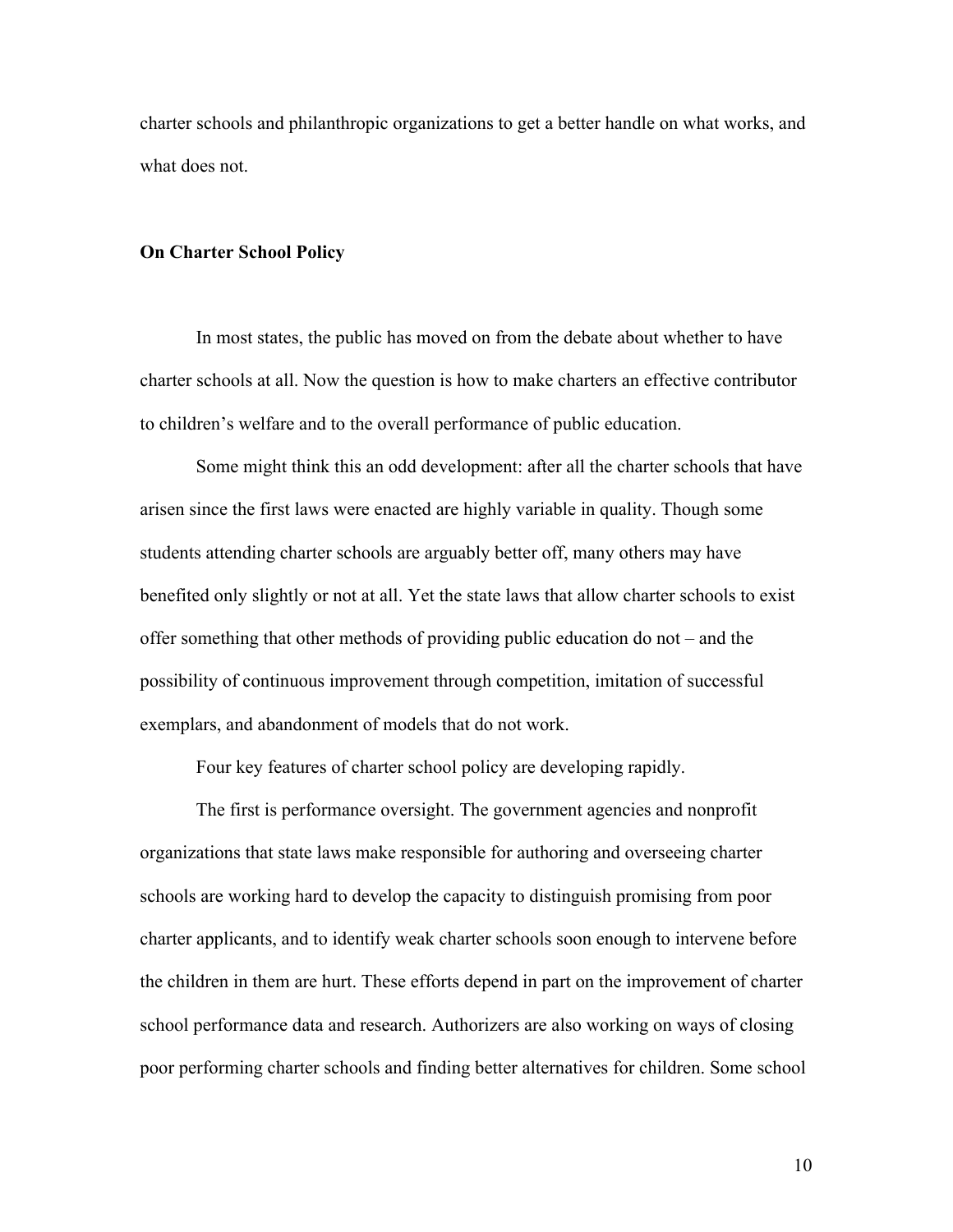charter schools and philanthropic organizations to get a better handle on what works, and what does not.

**On Charter School Policy**

In most states, the public has moved on from the debate about whether to have charter schools at all. Now the question is how to make charters an effective contributor to children's welfare and to the overall performance of public education.

Some might think this an odd development: after all the charter schools that have arisen since the first laws were enacted are highly variable in quality. Though some students attending charter schools are arguably better off, many others may have benefited only slightly or not at all. Yet the state laws that allow charter schools to exist offer something that other methods of providing public education do not – and the possibility of continuous improvement through competition, imitation of successful exemplars, and abandonment of models that do not work.

Four key features of charter school policy are developing rapidly.

The first is performance oversight. The government agencies and nonprofit organizations that state laws make responsible for authoring and overseeing charter schools are working hard to develop the capacity to distinguish promising from poor charter applicants, and to identify weak charter schools soon enough to intervene before the children in them are hurt. These efforts depend in part on the improvement of charter school performance data and research. Authorizers are also working on ways of closing poor performing charter schools and finding better alternatives for children. Some school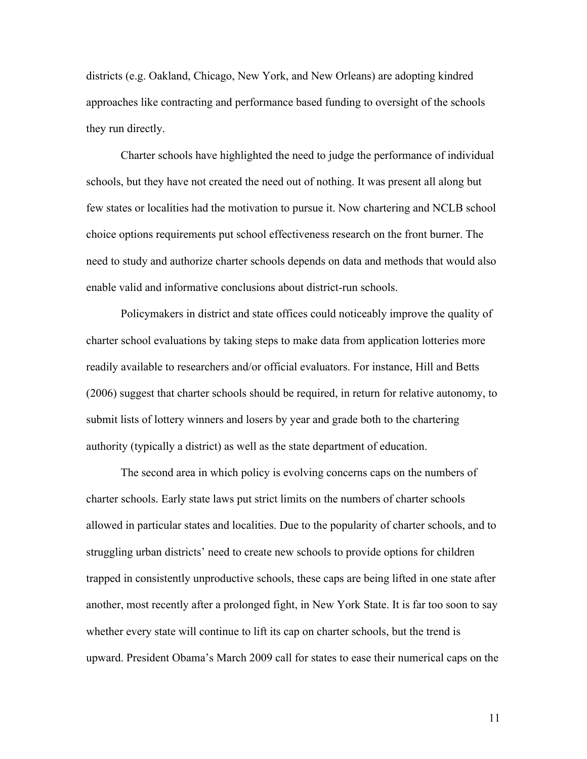districts (e.g. Oakland, Chicago, New York, and New Orleans) are adopting kindred approaches like contracting and performance based funding to oversight of the schools they run directly.

Charter schools have highlighted the need to judge the performance of individual schools, but they have not created the need out of nothing. It was present all along but few states or localities had the motivation to pursue it. Now chartering and NCLB school choice options requirements put school effectiveness research on the front burner. The need to study and authorize charter schools depends on data and methods that would also enable valid and informative conclusions about district-run schools.

Policymakers in district and state offices could noticeably improve the quality of charter school evaluations by taking steps to make data from application lotteries more readily available to researchers and/or official evaluators. For instance, Hill and Betts (2006) suggest that charter schools should be required, in return for relative autonomy, to submit lists of lottery winners and losers by year and grade both to the chartering authority (typically a district) as well as the state department of education.

The second area in which policy is evolving concerns caps on the numbers of charter schools. Early state laws put strict limits on the numbers of charter schools allowed in particular states and localities. Due to the popularity of charter schools, and to struggling urban districts' need to create new schools to provide options for children trapped in consistently unproductive schools, these caps are being lifted in one state after another, most recently after a prolonged fight, in New York State. It is far too soon to say whether every state will continue to lift its cap on charter schools, but the trend is upward. President Obama's March 2009 call for states to ease their numerical caps on the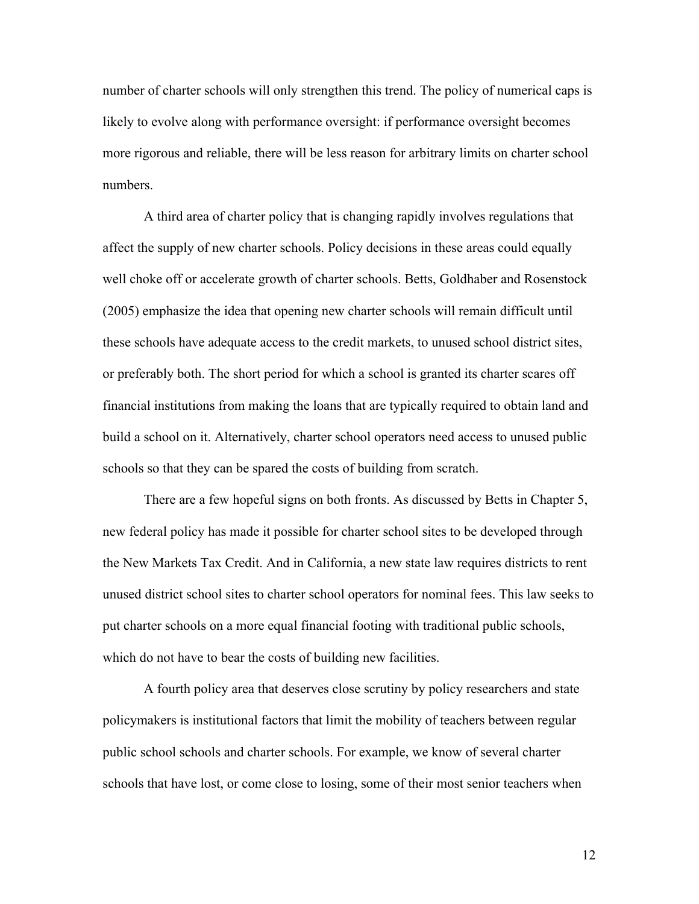number of charter schools will only strengthen this trend. The policy of numerical caps is likely to evolve along with performance oversight: if performance oversight becomes more rigorous and reliable, there will be less reason for arbitrary limits on charter school numbers.

A third area of charter policy that is changing rapidly involves regulations that affect the supply of new charter schools. Policy decisions in these areas could equally well choke off or accelerate growth of charter schools. Betts, Goldhaber and Rosenstock (2005) emphasize the idea that opening new charter schools will remain difficult until these schools have adequate access to the credit markets, to unused school district sites, or preferably both. The short period for which a school is granted its charter scares off financial institutions from making the loans that are typically required to obtain land and build a school on it. Alternatively, charter school operators need access to unused public schools so that they can be spared the costs of building from scratch.

There are a few hopeful signs on both fronts. As discussed by Betts in Chapter 5, new federal policy has made it possible for charter school sites to be developed through the New Markets Tax Credit. And in California, a new state law requires districts to rent unused district school sites to charter school operators for nominal fees. This law seeks to put charter schools on a more equal financial footing with traditional public schools, which do not have to bear the costs of building new facilities.

A fourth policy area that deserves close scrutiny by policy researchers and state policymakers is institutional factors that limit the mobility of teachers between regular public school schools and charter schools. For example, we know of several charter schools that have lost, or come close to losing, some of their most senior teachers when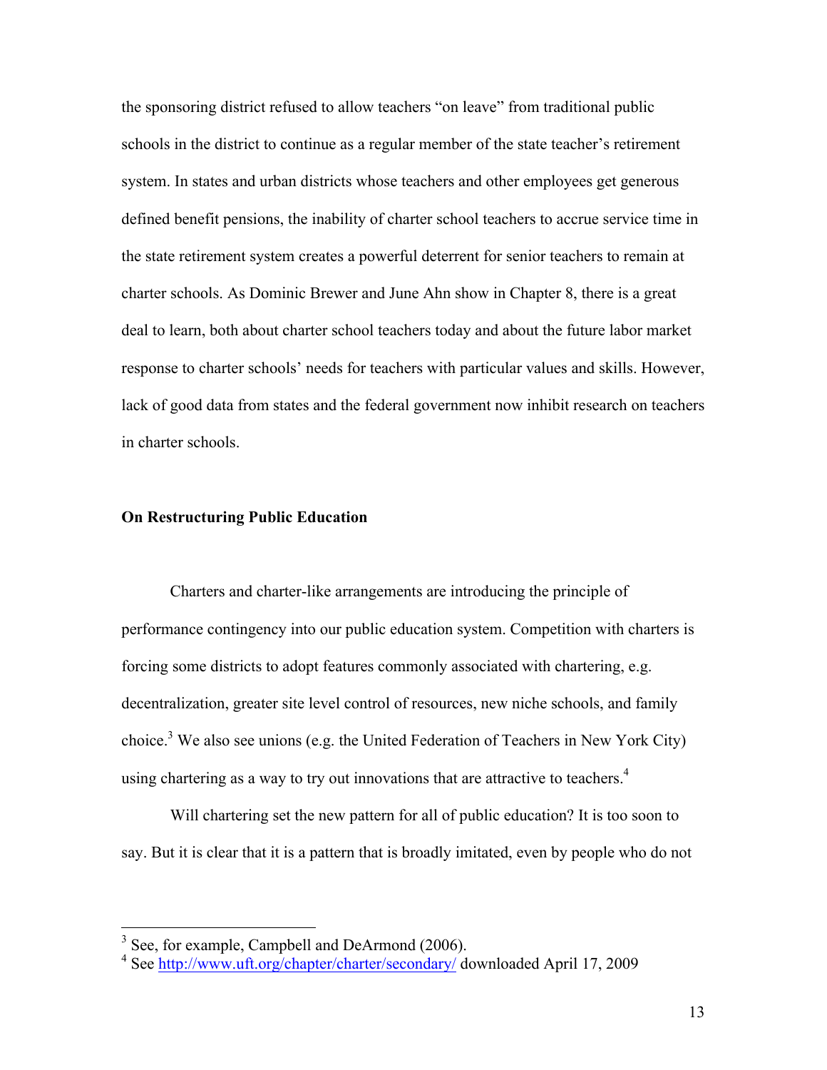the sponsoring district refused to allow teachers "on leave" from traditional public schools in the district to continue as a regular member of the state teacher's retirement system. In states and urban districts whose teachers and other employees get generous defined benefit pensions, the inability of charter school teachers to accrue service time in the state retirement system creates a powerful deterrent for senior teachers to remain at charter schools. As Dominic Brewer and June Ahn show in Chapter 8, there is a great deal to learn, both about charter school teachers today and about the future labor market response to charter schools' needs for teachers with particular values and skills. However, lack of good data from states and the federal government now inhibit research on teachers in charter schools.

## On Restructuring Public Education

Charters and charter-like arrangements are introducing the principle of performance contingency into our public education system. Competition with charters is forcing some districts to adopt features commonly associated with chartering, e.g. decentralization, greater site level control of resources, new niche schools, and family choice.[3] We also see unions (e.g. the United Federation of Teachers in New York City) using chartering as a way to try out innovations that are attractive to teachers.[4]

Will chartering set the new pattern for all of public education? It is too soon to say. But it is clear that it is a pattern that is broadly imitated, even by people who do not

---

[3] See, for example, Campbell and DeArmond (2006).

[4] See http://www.uft.org/chapter/charter/secondary/ downloaded April 17, 2009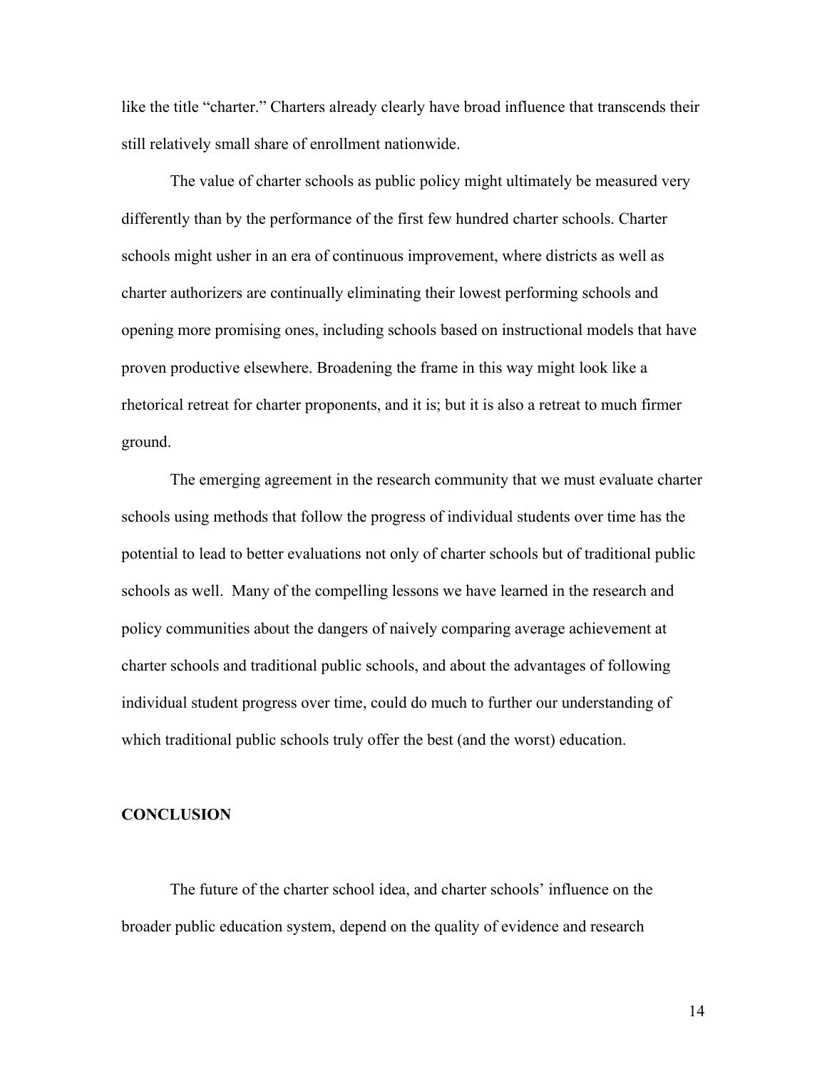like the title "charter." Charters already clearly have broad influence that transcends their still relatively small share of enrollment nationwide.

The value of charter schools as public policy might ultimately be measured very differently than by the performance of the first few hundred charter schools. Charter schools might usher in an era of continuous improvement, where districts as well as charter authorizers are continually eliminating their lowest performing schools and opening more promising ones, including schools based on instructional models that have proven productive elsewhere. Broadening the frame in this way might look like a rhetorical retreat for charter proponents, and it is; but it is also a retreat to much firmer ground.

The emerging agreement in the research community that we must evaluate charter schools using methods that follow the progress of individual students over time has the potential to lead to better evaluations not only of charter schools but of traditional public schools as well. Many of the compelling lessons we have learned in the research and policy communities about the dangers of naively comparing average achievement at charter schools and traditional public schools, and about the advantages of following individual student progress over time, could do much to further our understanding of which traditional public schools truly offer the best (and the worst) education.

## CONCLUSION

The future of the charter school idea, and charter schools' influence on the broader public education system, depend on the quality of evidence and research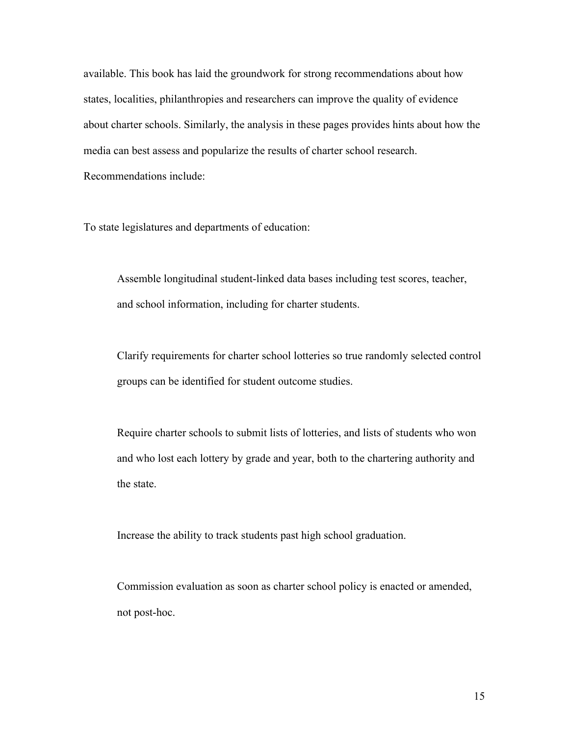available. This book has laid the groundwork for strong recommendations about how states, localities, philanthropies and researchers can improve the quality of evidence about charter schools. Similarly, the analysis in these pages provides hints about how the media can best assess and popularize the results of charter school research. Recommendations include:

To state legislatures and departments of education:

> Assemble longitudinal student-linked data bases including test scores, teacher, and school information, including for charter students.
>
> Clarify requirements for charter school lotteries so true randomly selected control groups can be identified for student outcome studies.
>
> Require charter schools to submit lists of lotteries, and lists of students who won and who lost each lottery by grade and year, both to the chartering authority and the state.
>
> Increase the ability to track students past high school graduation.
>
> Commission evaluation as soon as charter school policy is enacted or amended, not post-hoc.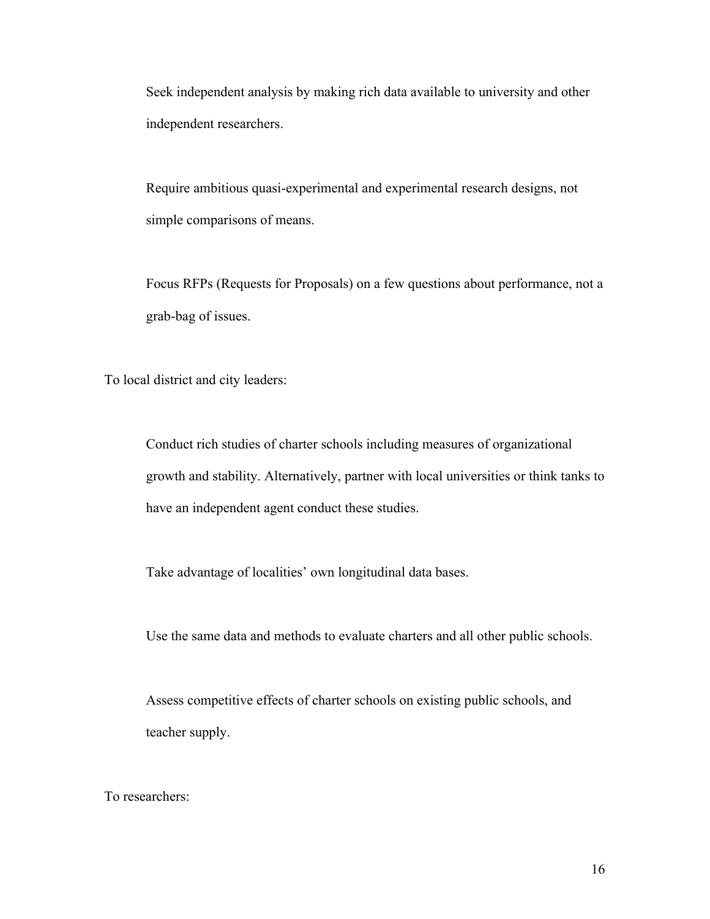Seek independent analysis by making rich data available to university and other independent researchers.

Require ambitious quasi-experimental and experimental research designs, not simple comparisons of means.

Focus RFPs (Requests for Proposals) on a few questions about performance, not a grab-bag of issues.

To local district and city leaders:

Conduct rich studies of charter schools including measures of organizational growth and stability. Alternatively, partner with local universities or think tanks to have an independent agent conduct these studies.

Take advantage of localities' own longitudinal data bases.

Use the same data and methods to evaluate charters and all other public schools.

Assess competitive effects of charter schools on existing public schools, and teacher supply.

To researchers: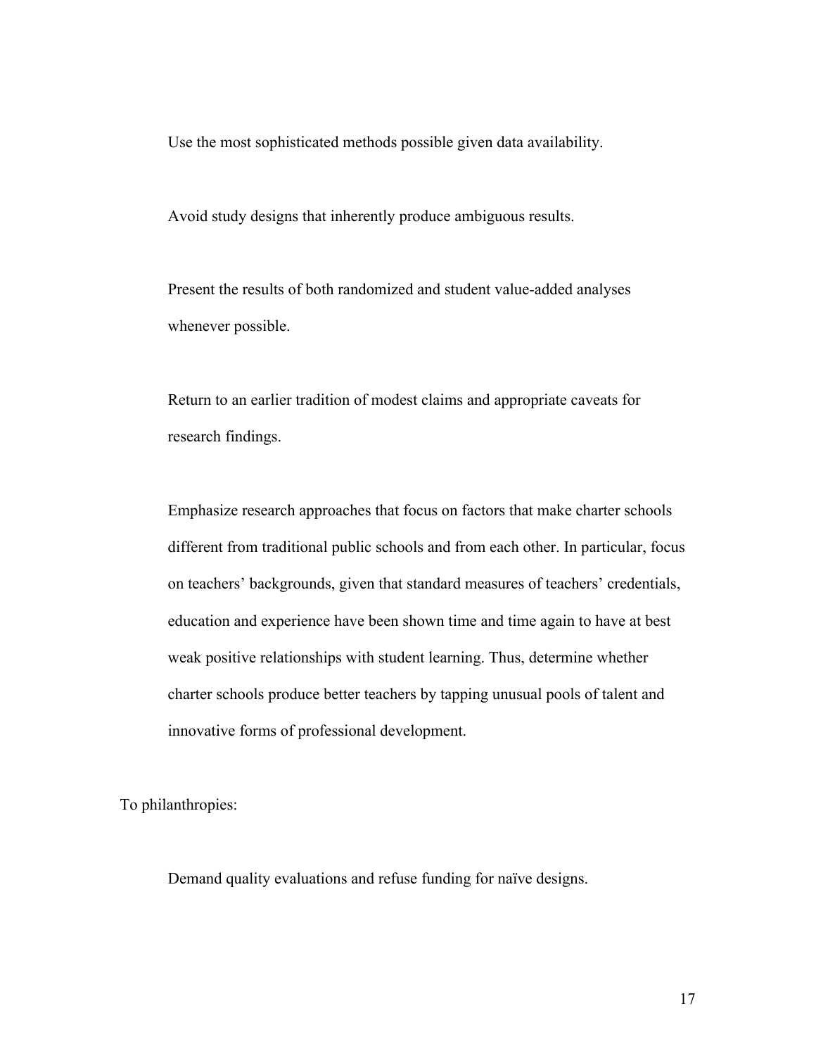Use the most sophisticated methods possible given data availability.

Avoid study designs that inherently produce ambiguous results.

Present the results of both randomized and student value-added analyses whenever possible.

Return to an earlier tradition of modest claims and appropriate caveats for research findings.

Emphasize research approaches that focus on factors that make charter schools different from traditional public schools and from each other. In particular, focus on teachers' backgrounds, given that standard measures of teachers' credentials, education and experience have been shown time and time again to have at best weak positive relationships with student learning. Thus, determine whether charter schools produce better teachers by tapping unusual pools of talent and innovative forms of professional development.

To philanthropies:

Demand quality evaluations and refuse funding for naïve designs.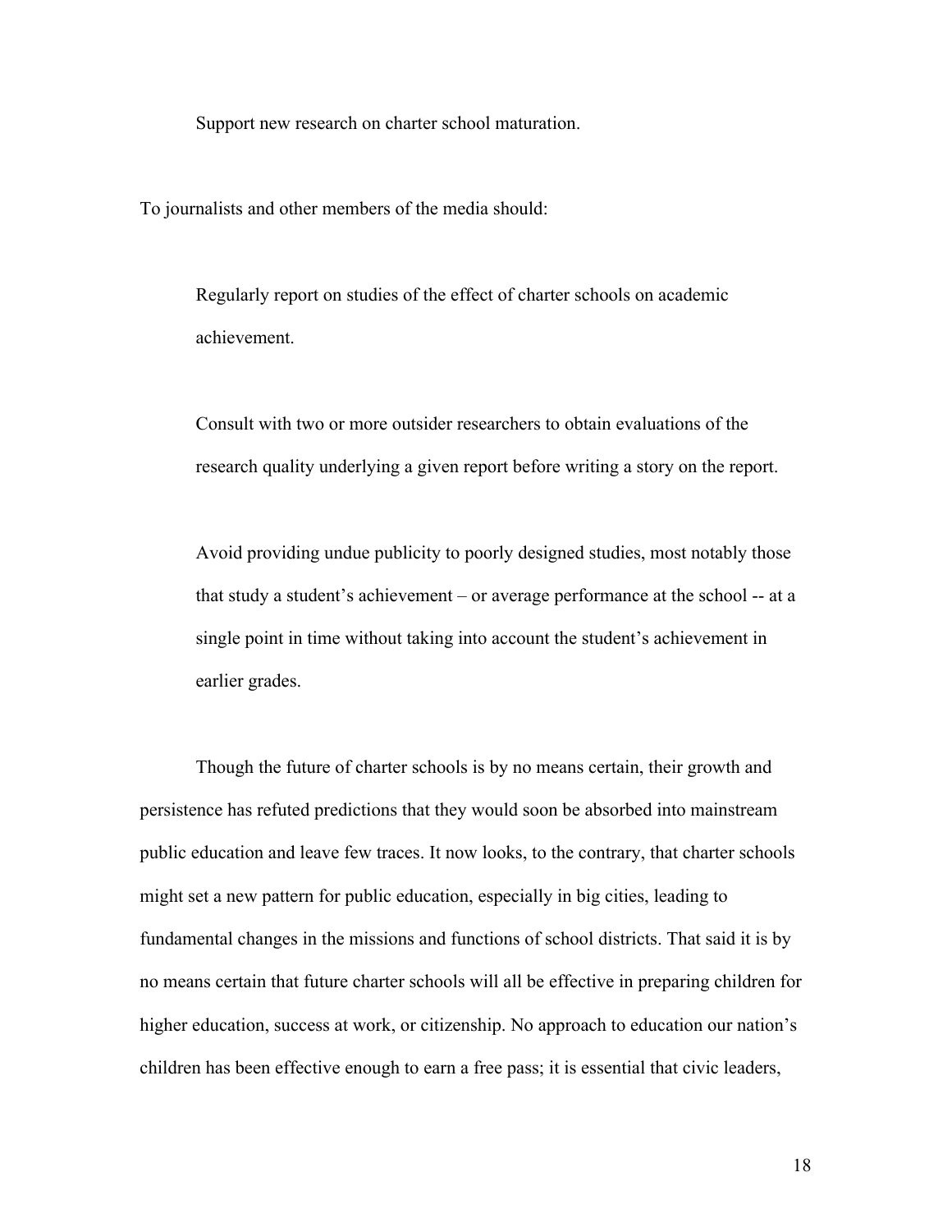Support new research on charter school maturation.

To journalists and other members of the media should:

Regularly report on studies of the effect of charter schools on academic achievement.

Consult with two or more outsider researchers to obtain evaluations of the research quality underlying a given report before writing a story on the report.

Avoid providing undue publicity to poorly designed studies, most notably those that study a student's achievement – or average performance at the school -- at a single point in time without taking into account the student's achievement in earlier grades.

Though the future of charter schools is by no means certain, their growth and persistence has refuted predictions that they would soon be absorbed into mainstream public education and leave few traces. It now looks, to the contrary, that charter schools might set a new pattern for public education, especially in big cities, leading to fundamental changes in the missions and functions of school districts. That said it is by no means certain that future charter schools will all be effective in preparing children for higher education, success at work, or citizenship. No approach to education our nation's children has been effective enough to earn a free pass; it is essential that civic leaders,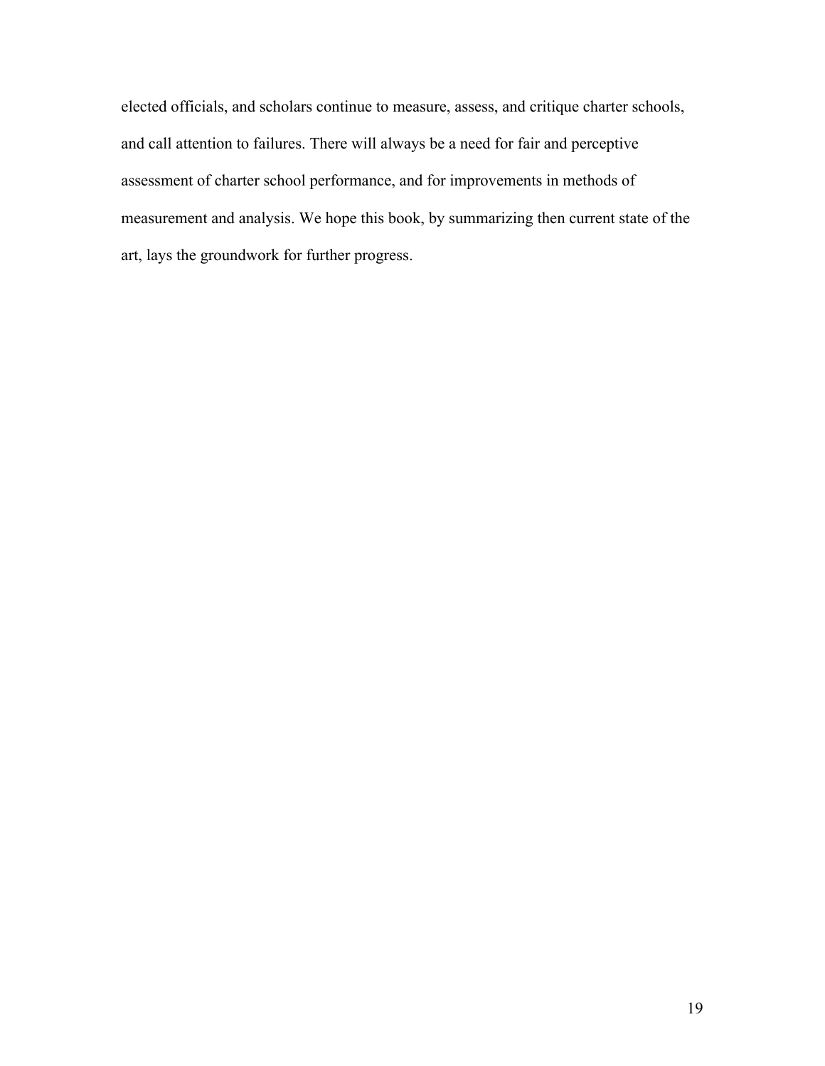elected officials, and scholars continue to measure, assess, and critique charter schools, and call attention to failures. There will always be a need for fair and perceptive assessment of charter school performance, and for improvements in methods of measurement and analysis. We hope this book, by summarizing then current state of the art, lays the groundwork for further progress.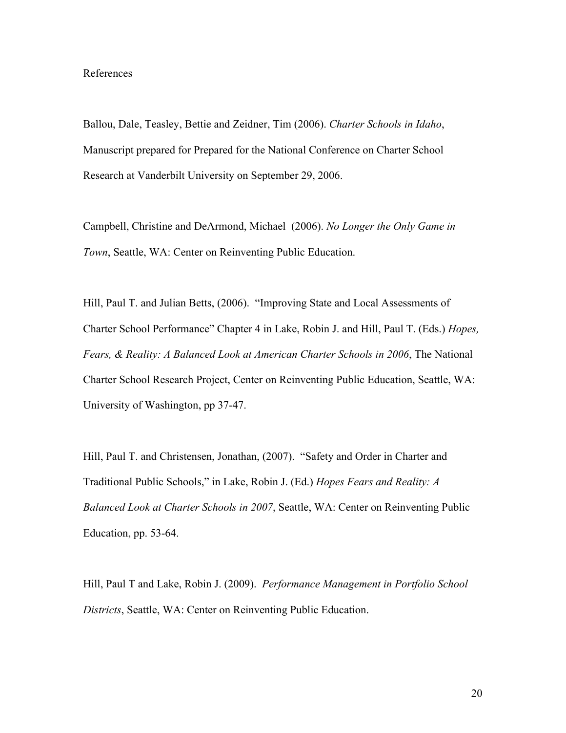# References

Ballou, Dale, Teasley, Bettie and Zeidner, Tim (2006). *Charter Schools in Idaho*, Manuscript prepared for Prepared for the National Conference on Charter School Research at Vanderbilt University on September 29, 2006.

Campbell, Christine and DeArmond, Michael (2006). *No Longer the Only Game in Town*, Seattle, WA: Center on Reinventing Public Education.

Hill, Paul T. and Julian Betts, (2006). "Improving State and Local Assessments of Charter School Performance" Chapter 4 in Lake, Robin J. and Hill, Paul T. (Eds.) *Hopes, Fears, & Reality: A Balanced Look at American Charter Schools in 2006*, The National Charter School Research Project, Center on Reinventing Public Education, Seattle, WA: University of Washington, pp 37-47.

Hill, Paul T. and Christensen, Jonathan, (2007). "Safety and Order in Charter and Traditional Public Schools," in Lake, Robin J. (Ed.) *Hopes Fears and Reality: A Balanced Look at Charter Schools in 2007*, Seattle, WA: Center on Reinventing Public Education, pp. 53-64.

Hill, Paul T and Lake, Robin J. (2009). *Performance Management in Portfolio School Districts*, Seattle, WA: Center on Reinventing Public Education.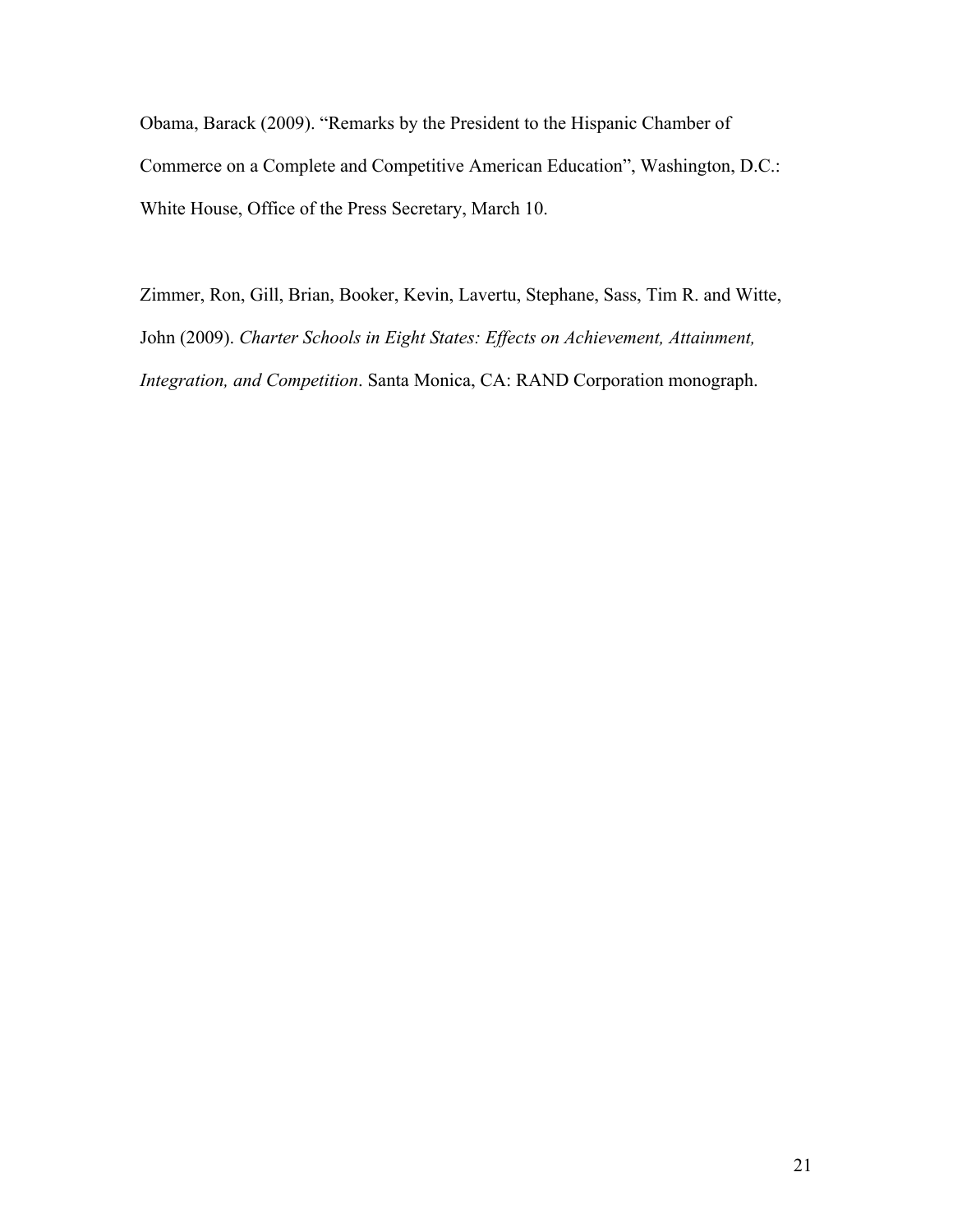Obama, Barack (2009). "Remarks by the President to the Hispanic Chamber of Commerce on a Complete and Competitive American Education", Washington, D.C.: White House, Office of the Press Secretary, March 10.

Zimmer, Ron, Gill, Brian, Booker, Kevin, Lavertu, Stephane, Sass, Tim R. and Witte, John (2009). *Charter Schools in Eight States: Effects on Achievement, Attainment, Integration, and Competition*. Santa Monica, CA: RAND Corporation monograph.